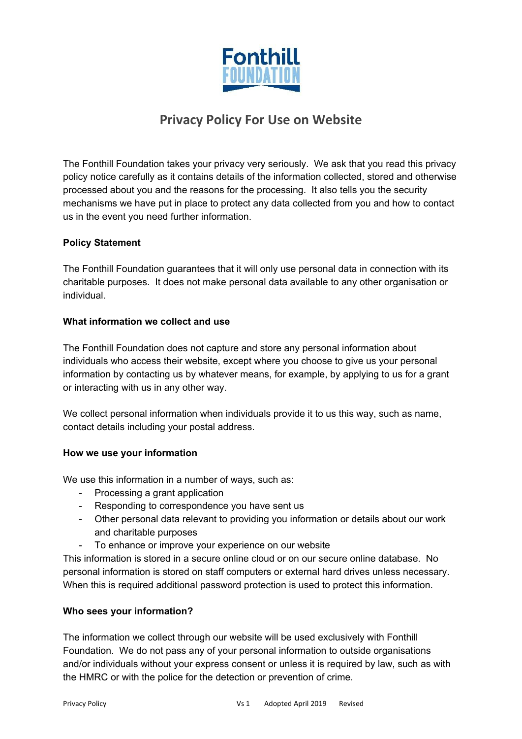Fonthill
FOUNDATION

# Privacy Policy For Use on Website

The Fonthill Foundation takes your privacy very seriously. We ask that you read this privacy policy notice carefully as it contains details of the information collected, stored and otherwise processed about you and the reasons for the processing. It also tells you the security mechanisms we have put in place to protect any data collected from you and how to contact us in the event you need further information.

**Policy Statement**

The Fonthill Foundation guarantees that it will only use personal data in connection with its charitable purposes. It does not make personal data available to any other organisation or individual.

**What information we collect and use**

The Fonthill Foundation does not capture and store any personal information about individuals who access their website, except where you choose to give us your personal information by contacting us by whatever means, for example, by applying to us for a grant or interacting with us in any other way.

We collect personal information when individuals provide it to us this way, such as name, contact details including your postal address.

**How we use your information**

We use this information in a number of ways, such as:

- Processing a grant application
- Responding to correspondence you have sent us
- Other personal data relevant to providing you information or details about our work and charitable purposes
- To enhance or improve your experience on our website

This information is stored in a secure online cloud or on our secure online database. No personal information is stored on staff computers or external hard drives unless necessary. When this is required additional password protection is used to protect this information.

**Who sees your information?**

The information we collect through our website will be used exclusively with Fonthill Foundation. We do not pass any of your personal information to outside organisations and/or individuals without your express consent or unless it is required by law, such as with the HMRC or with the police for the detection or prevention of crime.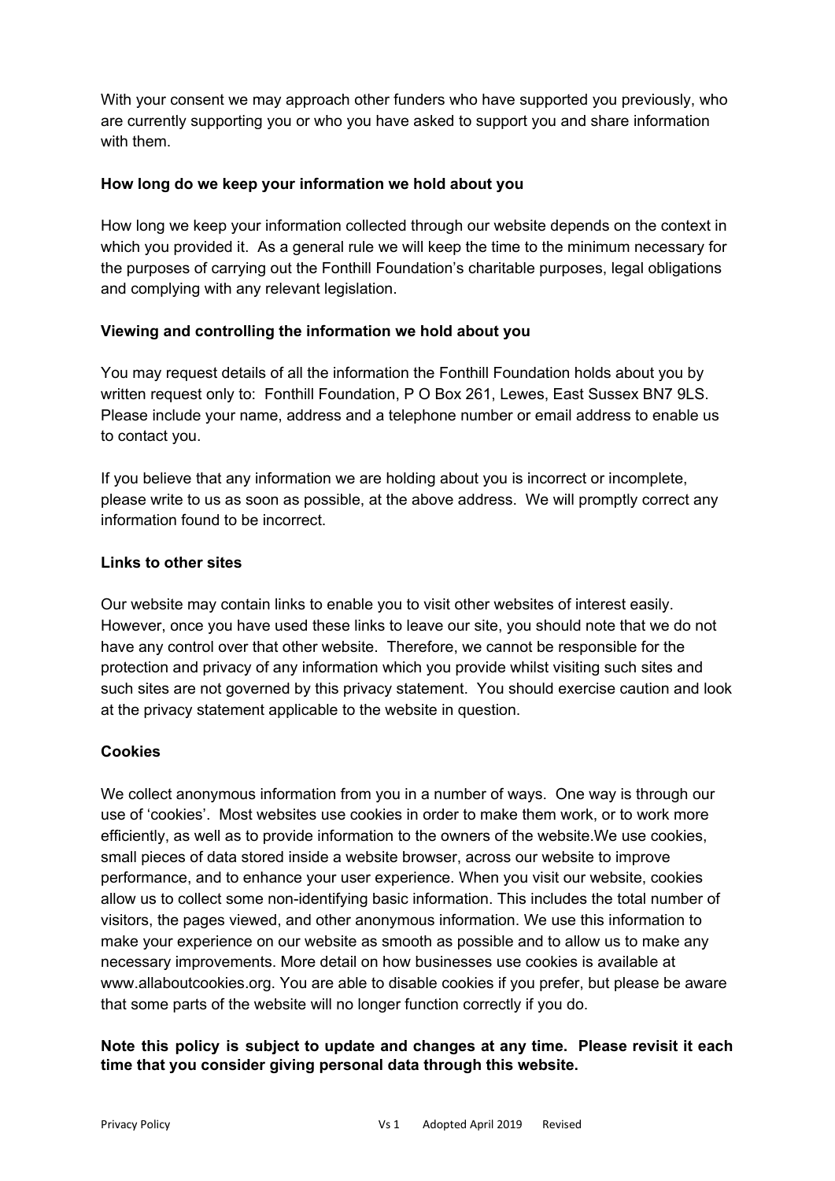With your consent we may approach other funders who have supported you previously, who are currently supporting you or who you have asked to support you and share information with them.

**How long do we keep your information we hold about you**

How long we keep your information collected through our website depends on the context in which you provided it. As a general rule we will keep the time to the minimum necessary for the purposes of carrying out the Fonthill Foundation's charitable purposes, legal obligations and complying with any relevant legislation.

**Viewing and controlling the information we hold about you**

You may request details of all the information the Fonthill Foundation holds about you by written request only to: Fonthill Foundation, P O Box 261, Lewes, East Sussex BN7 9LS. Please include your name, address and a telephone number or email address to enable us to contact you.

If you believe that any information we are holding about you is incorrect or incomplete, please write to us as soon as possible, at the above address. We will promptly correct any information found to be incorrect.

**Links to other sites**

Our website may contain links to enable you to visit other websites of interest easily. However, once you have used these links to leave our site, you should note that we do not have any control over that other website. Therefore, we cannot be responsible for the protection and privacy of any information which you provide whilst visiting such sites and such sites are not governed by this privacy statement. You should exercise caution and look at the privacy statement applicable to the website in question.

**Cookies**

We collect anonymous information from you in a number of ways. One way is through our use of 'cookies'. Most websites use cookies in order to make them work, or to work more efficiently, as well as to provide information to the owners of the website.We use cookies, small pieces of data stored inside a website browser, across our website to improve performance, and to enhance your user experience. When you visit our website, cookies allow us to collect some non-identifying basic information. This includes the total number of visitors, the pages viewed, and other anonymous information. We use this information to make your experience on our website as smooth as possible and to allow us to make any necessary improvements. More detail on how businesses use cookies is available at www.allaboutcookies.org. You are able to disable cookies if you prefer, but please be aware that some parts of the website will no longer function correctly if you do.

**Note this policy is subject to update and changes at any time. Please revisit it each time that you consider giving personal data through this website.**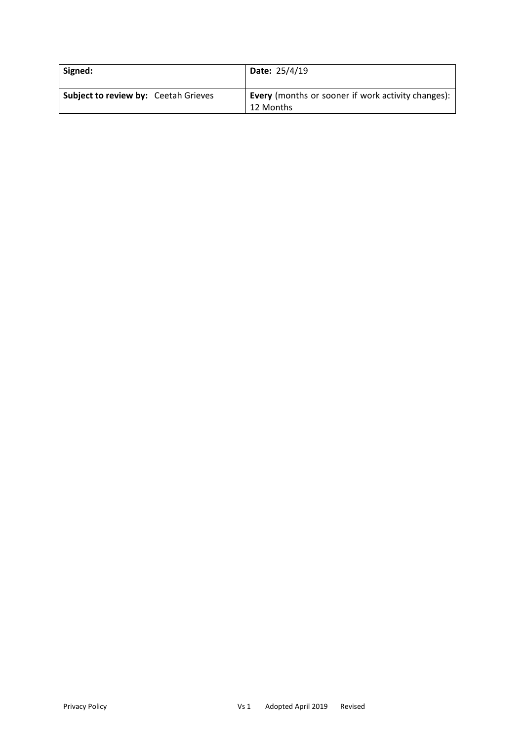| | |
|---|---|
| **Signed:** | **Date:** 25/4/19 |
| **Subject to review by:** Ceetah Grieves | **Every** (months or sooner if work activity changes): 12 Months |